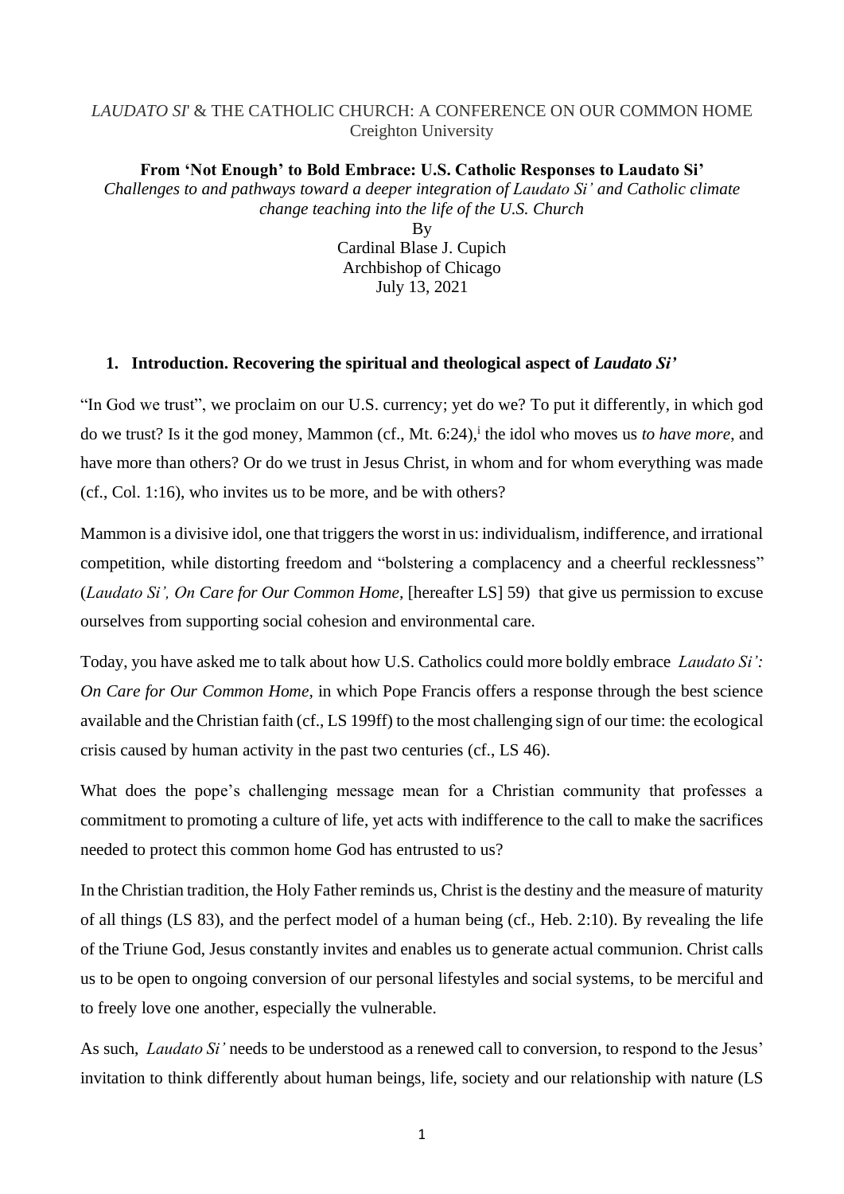*LAUDATO SI'* & THE CATHOLIC CHURCH: A CONFERENCE ON OUR COMMON HOME
Creighton University

**From 'Not Enough' to Bold Embrace: U.S. Catholic Responses to Laudato Si'**

*Challenges to and pathways toward a deeper integration of Laudato Si' and Catholic climate change teaching into the life of the U.S. Church*

By
Cardinal Blase J. Cupich
Archbishop of Chicago
July 13, 2021

## 1. Introduction. Recovering the spiritual and theological aspect of *Laudato Si'*

"In God we trust", we proclaim on our U.S. currency; yet do we? To put it differently, in which god do we trust? Is it the god money, Mammon (cf., Mt. 6:24),[i] the idol who moves us *to have more,* and have more than others? Or do we trust in Jesus Christ, in whom and for whom everything was made (cf., Col. 1:16), who invites us to be more, and be with others?

Mammon is a divisive idol, one that triggers the worst in us: individualism, indifference, and irrational competition, while distorting freedom and "bolstering a complacency and a cheerful recklessness" (*Laudato Si', On Care for Our Common Home,* [hereafter LS] 59) that give us permission to excuse ourselves from supporting social cohesion and environmental care.

Today, you have asked me to talk about how U.S. Catholics could more boldly embrace *Laudato Si': On Care for Our Common Home*, in which Pope Francis offers a response through the best science available and the Christian faith (cf., LS 199ff) to the most challenging sign of our time: the ecological crisis caused by human activity in the past two centuries (cf., LS 46).

What does the pope's challenging message mean for a Christian community that professes a commitment to promoting a culture of life, yet acts with indifference to the call to make the sacrifices needed to protect this common home God has entrusted to us?

In the Christian tradition, the Holy Father reminds us, Christ is the destiny and the measure of maturity of all things (LS 83), and the perfect model of a human being (cf., Heb. 2:10). By revealing the life of the Triune God, Jesus constantly invites and enables us to generate actual communion. Christ calls us to be open to ongoing conversion of our personal lifestyles and social systems, to be merciful and to freely love one another, especially the vulnerable.

As such, *Laudato Si'* needs to be understood as a renewed call to conversion, to respond to the Jesus' invitation to think differently about human beings, life, society and our relationship with nature (LS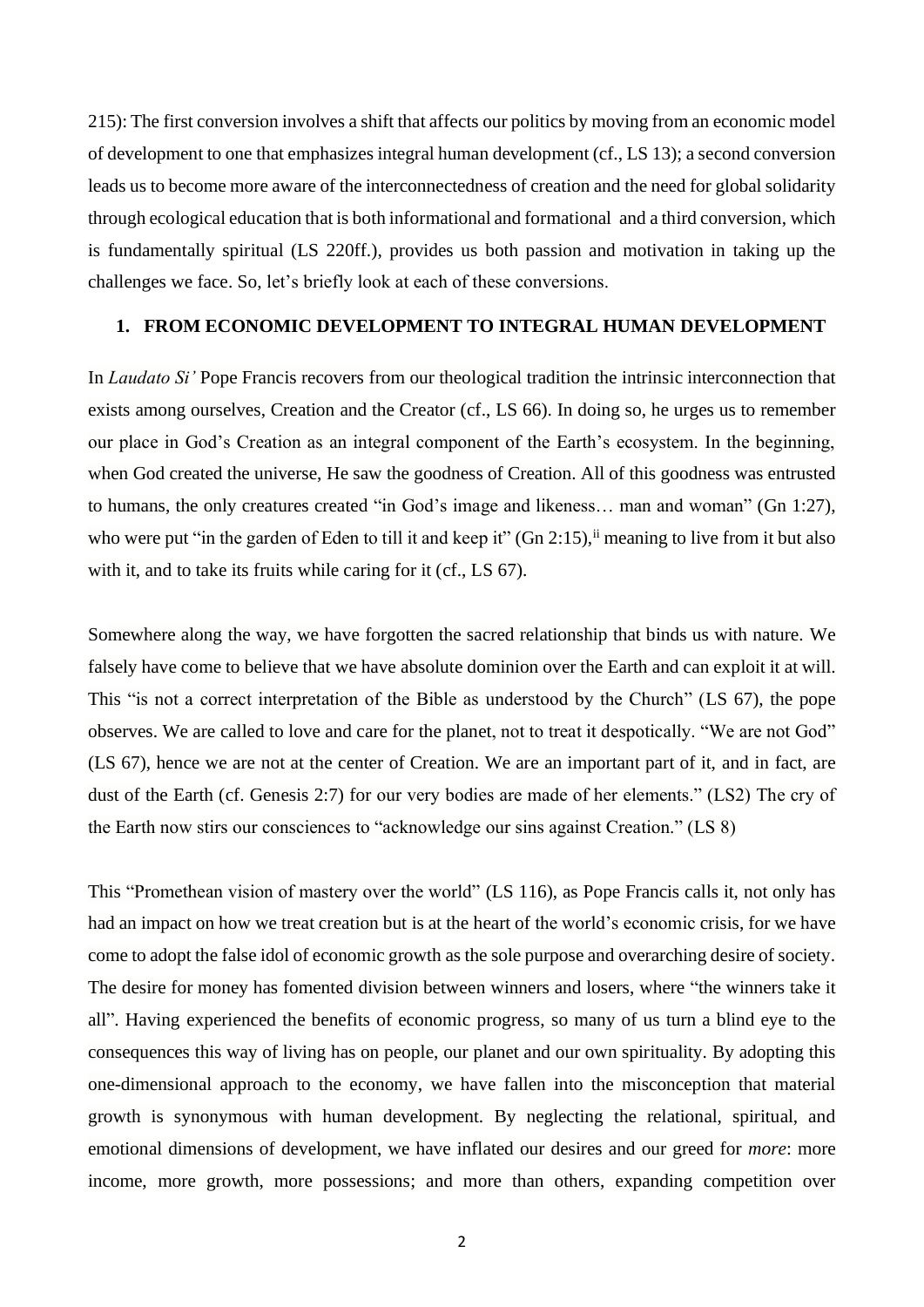215): The first conversion involves a shift that affects our politics by moving from an economic model of development to one that emphasizes integral human development (cf., LS 13); a second conversion leads us to become more aware of the interconnectedness of creation and the need for global solidarity through ecological education that is both informational and formational and a third conversion, which is fundamentally spiritual (LS 220ff.), provides us both passion and motivation in taking up the challenges we face. So, let's briefly look at each of these conversions.

## 1. FROM ECONOMIC DEVELOPMENT TO INTEGRAL HUMAN DEVELOPMENT

In *Laudato Si'* Pope Francis recovers from our theological tradition the intrinsic interconnection that exists among ourselves, Creation and the Creator (cf., LS 66). In doing so, he urges us to remember our place in God's Creation as an integral component of the Earth's ecosystem. In the beginning, when God created the universe, He saw the goodness of Creation. All of this goodness was entrusted to humans, the only creatures created "in God's image and likeness… man and woman" (Gn 1:27), who were put "in the garden of Eden to till it and keep it" (Gn 2:15),[ii] meaning to live from it but also with it, and to take its fruits while caring for it (cf., LS 67).

Somewhere along the way, we have forgotten the sacred relationship that binds us with nature. We falsely have come to believe that we have absolute dominion over the Earth and can exploit it at will. This "is not a correct interpretation of the Bible as understood by the Church" (LS 67), the pope observes. We are called to love and care for the planet, not to treat it despotically. "We are not God" (LS 67), hence we are not at the center of Creation. We are an important part of it, and in fact, are dust of the Earth (cf. Genesis 2:7) for our very bodies are made of her elements." (LS2) The cry of the Earth now stirs our consciences to "acknowledge our sins against Creation." (LS 8)

This "Promethean vision of mastery over the world" (LS 116), as Pope Francis calls it, not only has had an impact on how we treat creation but is at the heart of the world's economic crisis, for we have come to adopt the false idol of economic growth as the sole purpose and overarching desire of society. The desire for money has fomented division between winners and losers, where "the winners take it all". Having experienced the benefits of economic progress, so many of us turn a blind eye to the consequences this way of living has on people, our planet and our own spirituality. By adopting this one-dimensional approach to the economy, we have fallen into the misconception that material growth is synonymous with human development. By neglecting the relational, spiritual, and emotional dimensions of development, we have inflated our desires and our greed for *more*: more income, more growth, more possessions; and more than others, expanding competition over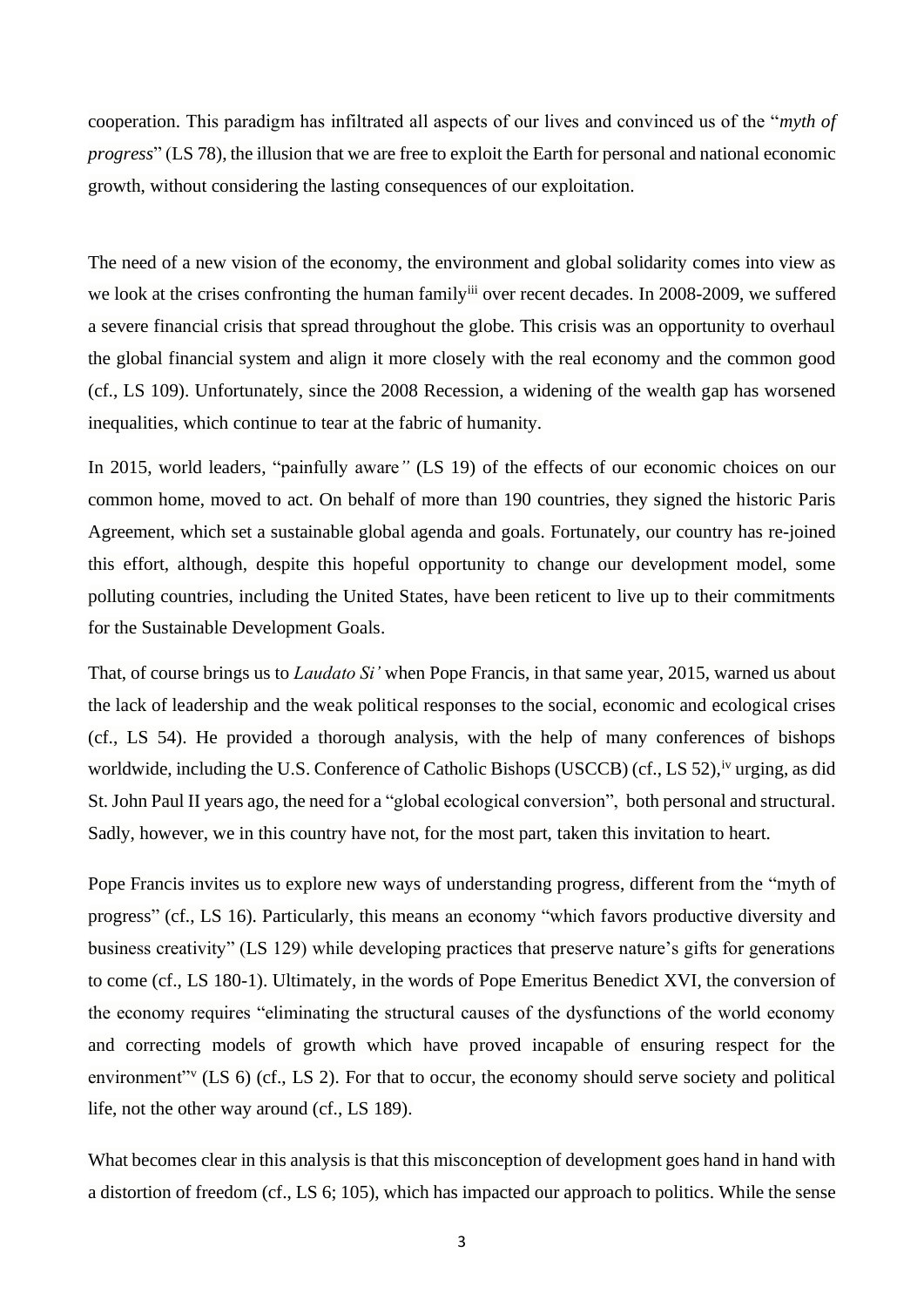cooperation. This paradigm has infiltrated all aspects of our lives and convinced us of the "*myth of progress*" (LS 78), the illusion that we are free to exploit the Earth for personal and national economic growth, without considering the lasting consequences of our exploitation.

The need of a new vision of the economy, the environment and global solidarity comes into view as we look at the crises confronting the human family[iii] over recent decades. In 2008-2009, we suffered a severe financial crisis that spread throughout the globe. This crisis was an opportunity to overhaul the global financial system and align it more closely with the real economy and the common good (cf., LS 109). Unfortunately, since the 2008 Recession, a widening of the wealth gap has worsened inequalities, which continue to tear at the fabric of humanity.

In 2015, world leaders, "painfully aware*"* (LS 19) of the effects of our economic choices on our common home, moved to act. On behalf of more than 190 countries, they signed the historic Paris Agreement, which set a sustainable global agenda and goals. Fortunately, our country has re-joined this effort, although, despite this hopeful opportunity to change our development model, some polluting countries, including the United States, have been reticent to live up to their commitments for the Sustainable Development Goals.

That, of course brings us to *Laudato Si'* when Pope Francis, in that same year, 2015, warned us about the lack of leadership and the weak political responses to the social, economic and ecological crises (cf., LS 54). He provided a thorough analysis, with the help of many conferences of bishops worldwide, including the U.S. Conference of Catholic Bishops (USCCB) (cf., LS 52),[iv] urging, as did St. John Paul II years ago, the need for a "global ecological conversion", both personal and structural. Sadly, however, we in this country have not, for the most part, taken this invitation to heart.

Pope Francis invites us to explore new ways of understanding progress, different from the "myth of progress" (cf., LS 16). Particularly, this means an economy "which favors productive diversity and business creativity" (LS 129) while developing practices that preserve nature's gifts for generations to come (cf., LS 180-1). Ultimately, in the words of Pope Emeritus Benedict XVI, the conversion of the economy requires "eliminating the structural causes of the dysfunctions of the world economy and correcting models of growth which have proved incapable of ensuring respect for the environment"[v] (LS 6) (cf., LS 2). For that to occur, the economy should serve society and political life, not the other way around (cf., LS 189).

What becomes clear in this analysis is that this misconception of development goes hand in hand with a distortion of freedom (cf., LS 6; 105), which has impacted our approach to politics. While the sense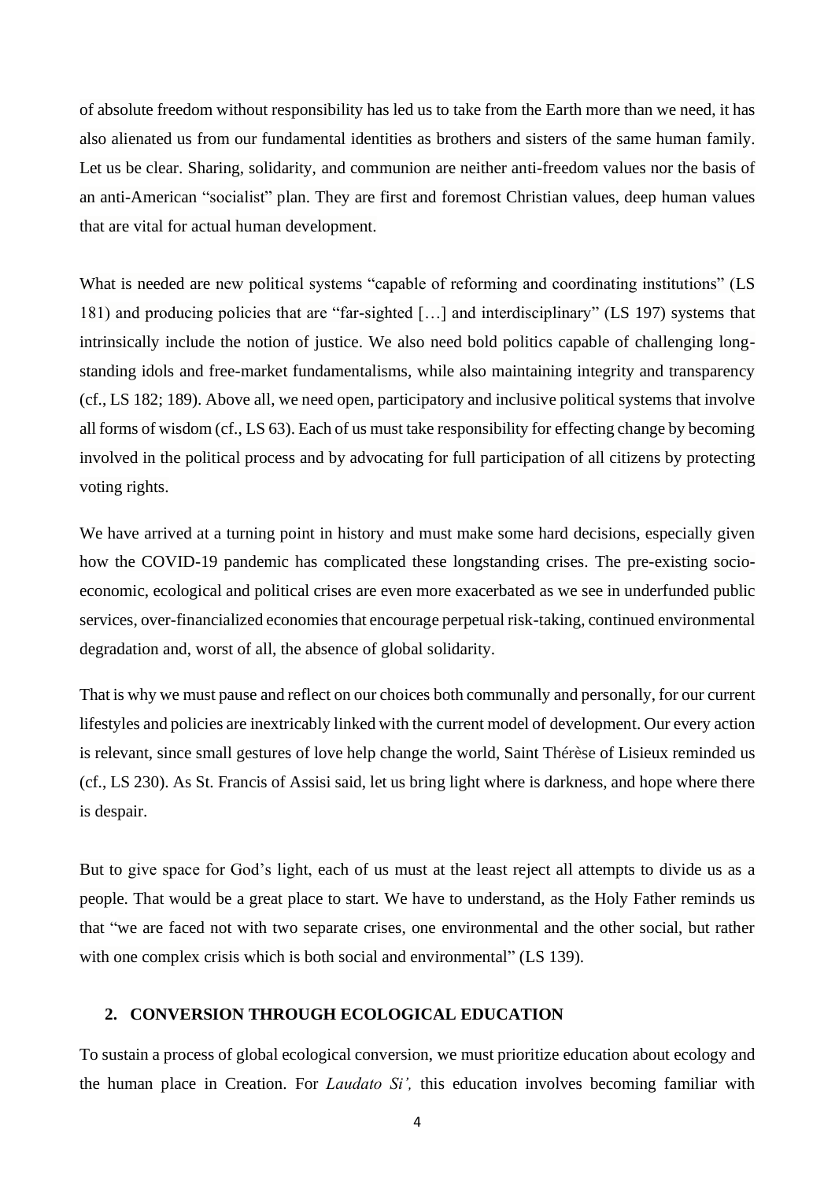of absolute freedom without responsibility has led us to take from the Earth more than we need, it has also alienated us from our fundamental identities as brothers and sisters of the same human family. Let us be clear. Sharing, solidarity, and communion are neither anti-freedom values nor the basis of an anti-American "socialist" plan. They are first and foremost Christian values, deep human values that are vital for actual human development.

What is needed are new political systems "capable of reforming and coordinating institutions" (LS 181) and producing policies that are "far-sighted […] and interdisciplinary" (LS 197) systems that intrinsically include the notion of justice. We also need bold politics capable of challenging long-standing idols and free-market fundamentalisms, while also maintaining integrity and transparency (cf., LS 182; 189). Above all, we need open, participatory and inclusive political systems that involve all forms of wisdom (cf., LS 63). Each of us must take responsibility for effecting change by becoming involved in the political process and by advocating for full participation of all citizens by protecting voting rights.

We have arrived at a turning point in history and must make some hard decisions, especially given how the COVID-19 pandemic has complicated these longstanding crises. The pre-existing socio-economic, ecological and political crises are even more exacerbated as we see in underfunded public services, over-financialized economies that encourage perpetual risk-taking, continued environmental degradation and, worst of all, the absence of global solidarity.

That is why we must pause and reflect on our choices both communally and personally, for our current lifestyles and policies are inextricably linked with the current model of development. Our every action is relevant, since small gestures of love help change the world, Saint Thérèse of Lisieux reminded us (cf., LS 230). As St. Francis of Assisi said, let us bring light where is darkness, and hope where there is despair.

But to give space for God's light, each of us must at the least reject all attempts to divide us as a people. That would be a great place to start. We have to understand, as the Holy Father reminds us that "we are faced not with two separate crises, one environmental and the other social, but rather with one complex crisis which is both social and environmental" (LS 139).

## 2. CONVERSION THROUGH ECOLOGICAL EDUCATION

To sustain a process of global ecological conversion, we must prioritize education about ecology and the human place in Creation. For *Laudato Si',* this education involves becoming familiar with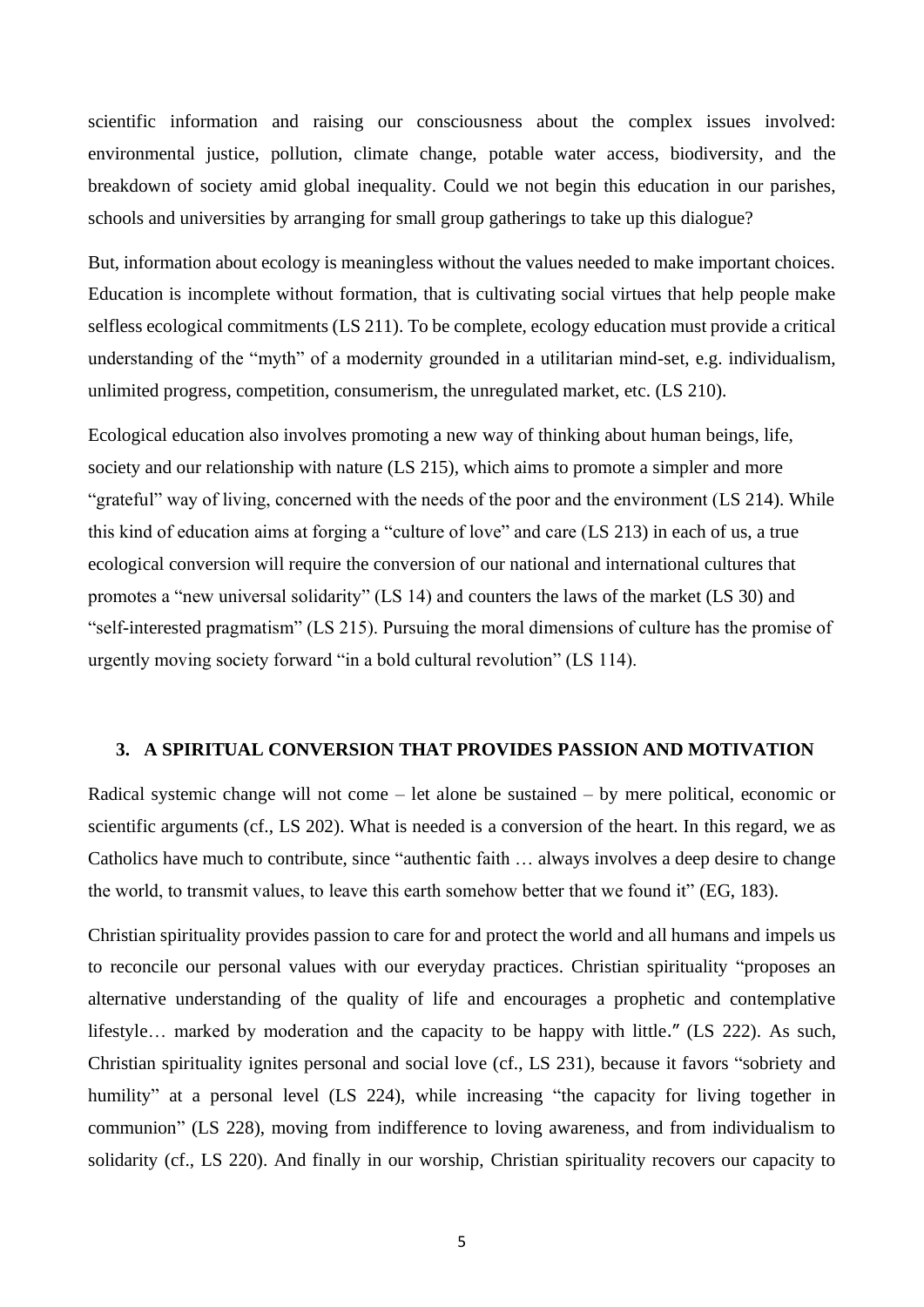scientific information and raising our consciousness about the complex issues involved: environmental justice, pollution, climate change, potable water access, biodiversity, and the breakdown of society amid global inequality. Could we not begin this education in our parishes, schools and universities by arranging for small group gatherings to take up this dialogue?

But, information about ecology is meaningless without the values needed to make important choices. Education is incomplete without formation, that is cultivating social virtues that help people make selfless ecological commitments (LS 211). To be complete, ecology education must provide a critical understanding of the "myth" of a modernity grounded in a utilitarian mind-set, e.g. individualism, unlimited progress, competition, consumerism, the unregulated market, etc. (LS 210).

Ecological education also involves promoting a new way of thinking about human beings, life, society and our relationship with nature (LS 215), which aims to promote a simpler and more "grateful" way of living, concerned with the needs of the poor and the environment (LS 214). While this kind of education aims at forging a "culture of love" and care (LS 213) in each of us, a true ecological conversion will require the conversion of our national and international cultures that promotes a "new universal solidarity" (LS 14) and counters the laws of the market (LS 30) and "self-interested pragmatism" (LS 215). Pursuing the moral dimensions of culture has the promise of urgently moving society forward "in a bold cultural revolution" (LS 114).

## 3. A SPIRITUAL CONVERSION THAT PROVIDES PASSION AND MOTIVATION

Radical systemic change will not come – let alone be sustained – by mere political, economic or scientific arguments (cf., LS 202). What is needed is a conversion of the heart. In this regard, we as Catholics have much to contribute, since "authentic faith … always involves a deep desire to change the world, to transmit values, to leave this earth somehow better that we found it" (EG, 183).

Christian spirituality provides passion to care for and protect the world and all humans and impels us to reconcile our personal values with our everyday practices. Christian spirituality "proposes an alternative understanding of the quality of life and encourages a prophetic and contemplative lifestyle… marked by moderation and the capacity to be happy with little." (LS 222). As such, Christian spirituality ignites personal and social love (cf., LS 231), because it favors "sobriety and humility" at a personal level (LS 224), while increasing "the capacity for living together in communion" (LS 228), moving from indifference to loving awareness, and from individualism to solidarity (cf., LS 220). And finally in our worship, Christian spirituality recovers our capacity to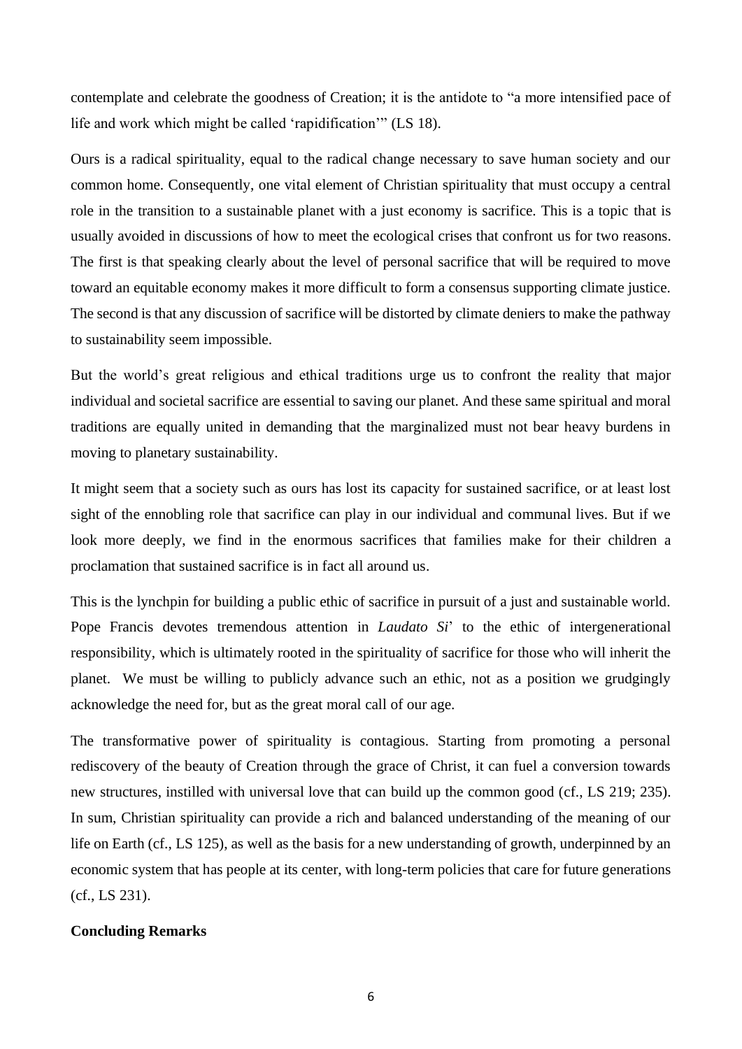contemplate and celebrate the goodness of Creation; it is the antidote to "a more intensified pace of life and work which might be called 'rapidification'" (LS 18).

Ours is a radical spirituality, equal to the radical change necessary to save human society and our common home. Consequently, one vital element of Christian spirituality that must occupy a central role in the transition to a sustainable planet with a just economy is sacrifice. This is a topic that is usually avoided in discussions of how to meet the ecological crises that confront us for two reasons. The first is that speaking clearly about the level of personal sacrifice that will be required to move toward an equitable economy makes it more difficult to form a consensus supporting climate justice. The second is that any discussion of sacrifice will be distorted by climate deniers to make the pathway to sustainability seem impossible.

But the world's great religious and ethical traditions urge us to confront the reality that major individual and societal sacrifice are essential to saving our planet. And these same spiritual and moral traditions are equally united in demanding that the marginalized must not bear heavy burdens in moving to planetary sustainability.

It might seem that a society such as ours has lost its capacity for sustained sacrifice, or at least lost sight of the ennobling role that sacrifice can play in our individual and communal lives. But if we look more deeply, we find in the enormous sacrifices that families make for their children a proclamation that sustained sacrifice is in fact all around us.

This is the lynchpin for building a public ethic of sacrifice in pursuit of a just and sustainable world. Pope Francis devotes tremendous attention in *Laudato Si*' to the ethic of intergenerational responsibility, which is ultimately rooted in the spirituality of sacrifice for those who will inherit the planet. We must be willing to publicly advance such an ethic, not as a position we grudgingly acknowledge the need for, but as the great moral call of our age.

The transformative power of spirituality is contagious. Starting from promoting a personal rediscovery of the beauty of Creation through the grace of Christ, it can fuel a conversion towards new structures, instilled with universal love that can build up the common good (cf., LS 219; 235). In sum, Christian spirituality can provide a rich and balanced understanding of the meaning of our life on Earth (cf., LS 125), as well as the basis for a new understanding of growth, underpinned by an economic system that has people at its center, with long-term policies that care for future generations (cf., LS 231).

**Concluding Remarks**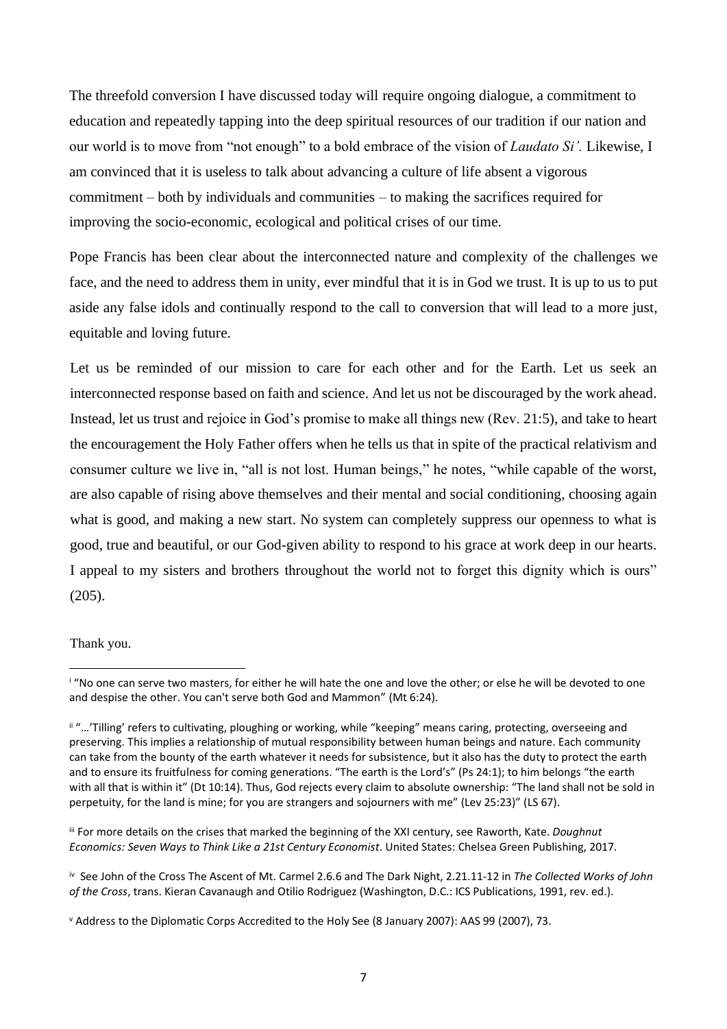The threefold conversion I have discussed today will require ongoing dialogue, a commitment to education and repeatedly tapping into the deep spiritual resources of our tradition if our nation and our world is to move from "not enough" to a bold embrace of the vision of *Laudato Si'.* Likewise, I am convinced that it is useless to talk about advancing a culture of life absent a vigorous commitment – both by individuals and communities – to making the sacrifices required for improving the socio-economic, ecological and political crises of our time.

Pope Francis has been clear about the interconnected nature and complexity of the challenges we face, and the need to address them in unity, ever mindful that it is in God we trust. It is up to us to put aside any false idols and continually respond to the call to conversion that will lead to a more just, equitable and loving future.

Let us be reminded of our mission to care for each other and for the Earth. Let us seek an interconnected response based on faith and science. And let us not be discouraged by the work ahead. Instead, let us trust and rejoice in God's promise to make all things new (Rev. 21:5), and take to heart the encouragement the Holy Father offers when he tells us that in spite of the practical relativism and consumer culture we live in, "all is not lost. Human beings," he notes, "while capable of the worst, are also capable of rising above themselves and their mental and social conditioning, choosing again what is good, and making a new start. No system can completely suppress our openness to what is good, true and beautiful, or our God-given ability to respond to his grace at work deep in our hearts. I appeal to my sisters and brothers throughout the world not to forget this dignity which is ours" (205).

Thank you.

---

[i] "No one can serve two masters, for either he will hate the one and love the other; or else he will be devoted to one and despise the other. You can't serve both God and Mammon" (Mt 6:24).

[ii] "…'Tilling' refers to cultivating, ploughing or working, while "keeping" means caring, protecting, overseeing and preserving. This implies a relationship of mutual responsibility between human beings and nature. Each community can take from the bounty of the earth whatever it needs for subsistence, but it also has the duty to protect the earth and to ensure its fruitfulness for coming generations. "The earth is the Lord's" (Ps 24:1); to him belongs "the earth with all that is within it" (Dt 10:14). Thus, God rejects every claim to absolute ownership: "The land shall not be sold in perpetuity, for the land is mine; for you are strangers and sojourners with me" (Lev 25:23)" (LS 67).

[iii] For more details on the crises that marked the beginning of the XXI century, see Raworth, Kate. *Doughnut Economics: Seven Ways to Think Like a 21st Century Economist*. United States: Chelsea Green Publishing, 2017.

[iv] See John of the Cross The Ascent of Mt. Carmel 2.6.6 and The Dark Night, 2.21.11-12 in *The Collected Works of John of the Cross*, trans. Kieran Cavanaugh and Otilio Rodriguez (Washington, D.C.: ICS Publications, 1991, rev. ed.).

[v] Address to the Diplomatic Corps Accredited to the Holy See (8 January 2007): AAS 99 (2007), 73.